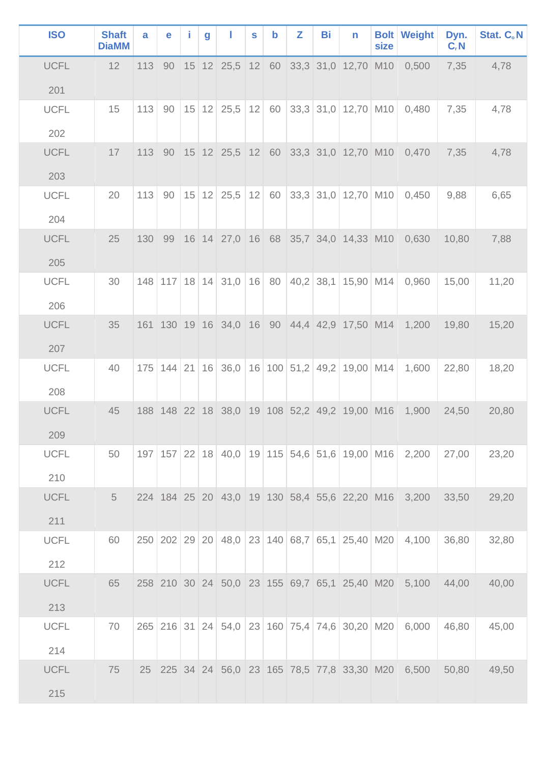| ISO | Shaft DiaMM | a | e | i | g | l | s | b | Z | Bi | n | Bolt size | Weight | Dyn. $C_r$N | Stat. $C_o$N |
|---|---|---|---|---|---|---|---|---|---|---|---|---|---|---|---|
| UCFL 201 | 12 | 113 | 90 | 15 | 12 | 25,5 | 12 | 60 | 33,3 | 31,0 | 12,70 | M10 | 0,500 | 7,35 | 4,78 |
| UCFL 202 | 15 | 113 | 90 | 15 | 12 | 25,5 | 12 | 60 | 33,3 | 31,0 | 12,70 | M10 | 0,480 | 7,35 | 4,78 |
| UCFL 203 | 17 | 113 | 90 | 15 | 12 | 25,5 | 12 | 60 | 33,3 | 31,0 | 12,70 | M10 | 0,470 | 7,35 | 4,78 |
| UCFL 204 | 20 | 113 | 90 | 15 | 12 | 25,5 | 12 | 60 | 33,3 | 31,0 | 12,70 | M10 | 0,450 | 9,88 | 6,65 |
| UCFL 205 | 25 | 130 | 99 | 16 | 14 | 27,0 | 16 | 68 | 35,7 | 34,0 | 14,33 | M10 | 0,630 | 10,80 | 7,88 |
| UCFL 206 | 30 | 148 | 117 | 18 | 14 | 31,0 | 16 | 80 | 40,2 | 38,1 | 15,90 | M14 | 0,960 | 15,00 | 11,20 |
| UCFL 207 | 35 | 161 | 130 | 19 | 16 | 34,0 | 16 | 90 | 44,4 | 42,9 | 17,50 | M14 | 1,200 | 19,80 | 15,20 |
| UCFL 208 | 40 | 175 | 144 | 21 | 16 | 36,0 | 16 | 100 | 51,2 | 49,2 | 19,00 | M14 | 1,600 | 22,80 | 18,20 |
| UCFL 209 | 45 | 188 | 148 | 22 | 18 | 38,0 | 19 | 108 | 52,2 | 49,2 | 19,00 | M16 | 1,900 | 24,50 | 20,80 |
| UCFL 210 | 50 | 197 | 157 | 22 | 18 | 40,0 | 19 | 115 | 54,6 | 51,6 | 19,00 | M16 | 2,200 | 27,00 | 23,20 |
| UCFL 211 | 5 | 224 | 184 | 25 | 20 | 43,0 | 19 | 130 | 58,4 | 55,6 | 22,20 | M16 | 3,200 | 33,50 | 29,20 |
| UCFL 212 | 60 | 250 | 202 | 29 | 20 | 48,0 | 23 | 140 | 68,7 | 65,1 | 25,40 | M20 | 4,100 | 36,80 | 32,80 |
| UCFL 213 | 65 | 258 | 210 | 30 | 24 | 50,0 | 23 | 155 | 69,7 | 65,1 | 25,40 | M20 | 5,100 | 44,00 | 40,00 |
| UCFL 214 | 70 | 265 | 216 | 31 | 24 | 54,0 | 23 | 160 | 75,4 | 74,6 | 30,20 | M20 | 6,000 | 46,80 | 45,00 |
| UCFL 215 | 75 | 25 | 225 | 34 | 24 | 56,0 | 23 | 165 | 78,5 | 77,8 | 33,30 | M20 | 6,500 | 50,80 | 49,50 |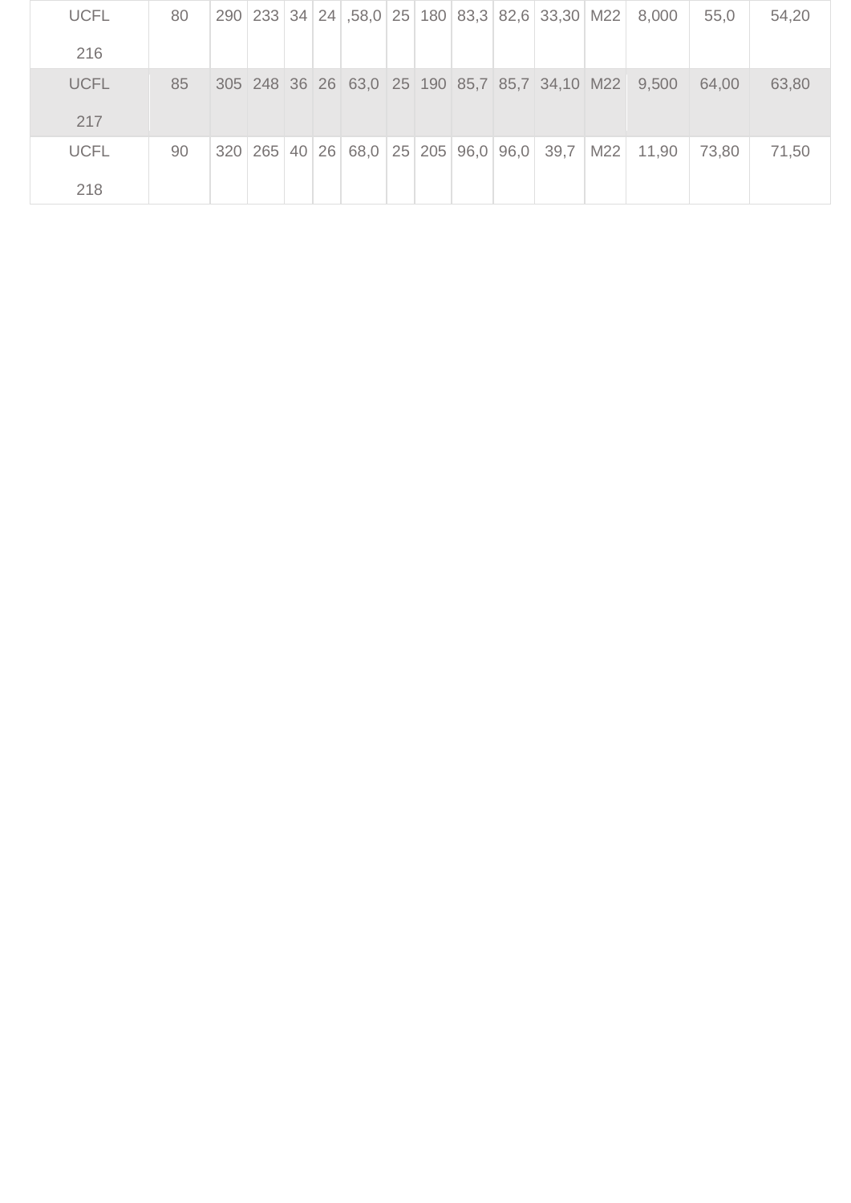| | | | | | | | | | | | | | | | | |
|---|---|---|---|---|---|---|---|---|---|---|---|---|---|---|---|---|
| UCFL 216 | 80 | 290 | 233 | 34 | 24 | ,58,0 | 25 | 180 | 83,3 | 82,6 | 33,30 | M22 | 8,000 | 55,0 | 54,20 |
| UCFL 217 | 85 | 305 | 248 | 36 | 26 | 63,0 | 25 | 190 | 85,7 | 85,7 | 34,10 | M22 | 9,500 | 64,00 | 63,80 |
| UCFL 218 | 90 | 320 | 265 | 40 | 26 | 68,0 | 25 | 205 | 96,0 | 96,0 | 39,7 | M22 | 11,90 | 73,80 | 71,50 |